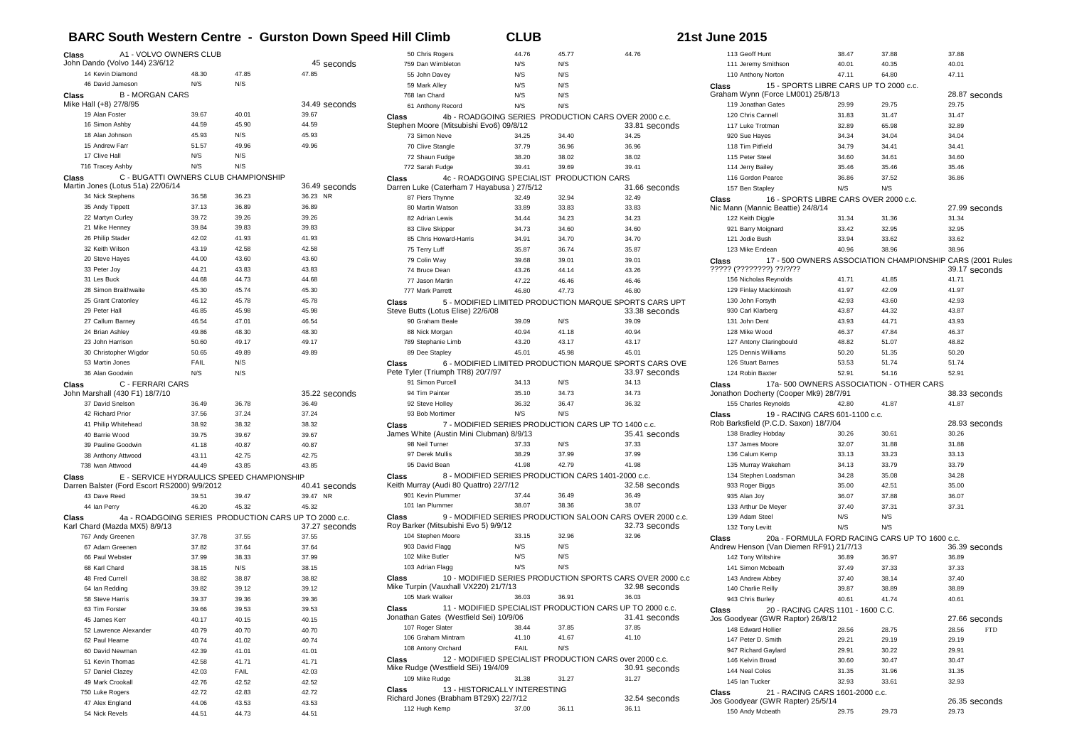# BARC South Western Centre - Gurston Down Speed Hill Climb — CLUB — 21st June 2015

## Class A1 - VOLVO OWNERS CLUB

John Dando (Volvo 144) 23/6/12 — 45 seconds

| No. | Driver | Run 1 | Run 2 | Best |
|---|---|---|---|---|
| 14 | Kevin Diamond | 48.30 | 47.85 | 47.85 |
| 46 | David Jameson | N/S | N/S | |

## Class B - MORGAN CARS

Mike Hall (+8) 27/8/95 — 34.49 seconds

| No. | Driver | Run 1 | Run 2 | Best |
|---|---|---|---|---|
| 19 | Alan Foster | 39.67 | 40.01 | 39.67 |
| 16 | Simon Ashby | 44.59 | 45.90 | 44.59 |
| 18 | Alan Johnson | 45.93 | N/S | 45.93 |
| 15 | Andrew Farr | 51.57 | 49.96 | 49.96 |
| 17 | Clive Hall | N/S | N/S | |
| 716 | Tracey Ashby | N/S | N/S | |

## Class C - BUGATTI OWNERS CLUB CHAMPIONSHIP

Martin Jones (Lotus 51a) 22/06/14 — 36.49 seconds

| No. | Driver | Run 1 | Run 2 | Best |
|---|---|---|---|---|
| 34 | Nick Stephens | 36.58 | 36.23 | 36.23 NR |
| 35 | Andy Tippett | 37.13 | 36.89 | 36.89 |
| 22 | Martyn Curley | 39.72 | 39.26 | 39.26 |
| 21 | Mike Henney | 39.84 | 39.83 | 39.83 |
| 26 | Philip Stader | 42.02 | 41.93 | 41.93 |
| 32 | Keith Wilson | 43.19 | 42.58 | 42.58 |
| 20 | Steve Hayes | 44.00 | 43.60 | 43.60 |
| 33 | Peter Joy | 44.21 | 43.83 | 43.83 |
| 31 | Les Buck | 44.68 | 44.73 | 44.68 |
| 28 | Simon Braithwaite | 45.30 | 45.74 | 45.30 |
| 25 | Grant Cratonley | 46.12 | 45.78 | 45.78 |
| 29 | Peter Hall | 46.85 | 45.98 | 45.98 |
| 27 | Callum Barney | 46.54 | 47.01 | 46.54 |
| 24 | Brian Ashley | 49.86 | 48.30 | 48.30 |
| 23 | John Harrison | 50.60 | 49.17 | 49.17 |
| 30 | Christopher Wigdor | 50.65 | 49.89 | 49.89 |
| 53 | Martin Jones | FAIL | N/S | |
| 36 | Alan Goodwin | N/S | N/S | |

## Class C - FERRARI CARS

John Marshall (430 F1) 18/7/10 — 35.22 seconds

| No. | Driver | Run 1 | Run 2 | Best |
|---|---|---|---|---|
| 37 | David Snelson | 36.49 | 36.78 | 36.49 |
| 42 | Richard Prior | 37.56 | 37.24 | 37.24 |
| 41 | Philip Whitehead | 38.92 | 38.32 | 38.32 |
| 40 | Barrie Wood | 39.75 | 39.67 | 39.67 |
| 39 | Pauline Goodwin | 41.18 | 40.87 | 40.87 |
| 38 | Anthony Attwood | 43.11 | 42.75 | 42.75 |
| 738 | Iwan Attwood | 44.49 | 43.85 | 43.85 |

## Class E - SERVICE HYDRAULICS SPEED CHAMPIONSHIP

Darren Balster (Ford Escort RS2000) 9/9/2012 — 40.41 seconds

| No. | Driver | Run 1 | Run 2 | Best |
|---|---|---|---|---|
| 43 | Dave Reed | 39.51 | 39.47 | 39.47 NR |
| 44 | Ian Perry | 46.20 | 45.32 | 45.32 |

## Class 4a - ROADGOING SERIES PRODUCTION CARS UP TO 2000 c.c.

Karl Chard (Mazda MX5) 8/9/13 — 37.27 seconds

| No. | Driver | Run 1 | Run 2 | Best |
|---|---|---|---|---|
| 767 | Andy Greenen | 37.78 | 37.55 | 37.55 |
| 67 | Adam Greenen | 37.82 | 37.64 | 37.64 |
| 66 | Paul Webster | 37.99 | 38.33 | 37.99 |
| 68 | Karl Chard | 38.15 | N/S | 38.15 |
| 48 | Fred Currell | 38.82 | 38.87 | 38.82 |
| 64 | Ian Redding | 39.82 | 39.12 | 39.12 |
| 58 | Steve Harris | 39.37 | 39.36 | 39.36 |
| 63 | Tim Forster | 39.66 | 39.53 | 39.53 |
| 45 | James Kerr | 40.17 | 40.15 | 40.15 |
| 52 | Lawrence Alexander | 40.79 | 40.70 | 40.70 |
| 62 | Paul Hearne | 40.74 | 41.02 | 40.74 |
| 60 | David Newman | 42.39 | 41.01 | 41.01 |
| 51 | Kevin Thomas | 42.58 | 41.71 | 41.71 |
| 57 | Daniel Clazey | 42.03 | FAIL | 42.03 |
| 49 | Mark Crookall | 42.76 | 42.52 | 42.52 |
| 750 | Luke Rogers | 42.72 | 42.83 | 42.72 |
| 47 | Alex England | 44.06 | 43.53 | 43.53 |
| 54 | Nick Revels | 44.51 | 44.73 | 44.51 |
| 50 | Chris Rogers | 44.76 | 45.77 | 44.76 |
| 759 | Dan Wimbleton | N/S | N/S | |
| 55 | John Davey | N/S | N/S | |
| 59 | Mark Alley | N/S | N/S | |
| 768 | Ian Chard | N/S | N/S | |
| 61 | Anthony Record | N/S | N/S | |

## Class 4b - ROADGOING SERIES PRODUCTION CARS OVER 2000 c.c.

Stephen Moore (Mitsubishi Evo6) 09/8/12 — 33.81 seconds

| No. | Driver | Run 1 | Run 2 | Best |
|---|---|---|---|---|
| 73 | Simon Neve | 34.25 | 34.40 | 34.25 |
| 70 | Clive Stangle | 37.79 | 36.96 | 36.96 |
| 72 | Shaun Fudge | 38.20 | 38.02 | 38.02 |
| 772 | Sarah Fudge | 39.41 | 39.69 | 39.41 |

## Class 4c - ROADGOING SPECIALIST PRODUCTION CARS

Darren Luke (Caterham 7 Hayabusa ) 27/5/12 — 31.66 seconds

| No. | Driver | Run 1 | Run 2 | Best |
|---|---|---|---|---|
| 87 | Piers Thynne | 32.49 | 32.94 | 32.49 |
| 80 | Martin Watson | 33.89 | 33.83 | 33.83 |
| 82 | Adrian Lewis | 34.44 | 34.23 | 34.23 |
| 83 | Clive Skipper | 34.73 | 34.60 | 34.60 |
| 85 | Chris Howard-Harris | 34.91 | 34.70 | 34.70 |
| 75 | Terry Luff | 35.87 | 36.74 | 35.87 |
| 79 | Colin Way | 39.68 | 39.01 | 39.01 |
| 74 | Bruce Dean | 43.26 | 44.14 | 43.26 |
| 77 | Jason Martin | 47.22 | 46.46 | 46.46 |
| 777 | Mark Parrett | 46.80 | 47.73 | 46.80 |

## Class 5 - MODIFIED LIMITED PRODUCTION MARQUE SPORTS CARS UPT

Steve Butts (Lotus Elise) 22/6/08 — 33.38 seconds

| No. | Driver | Run 1 | Run 2 | Best |
|---|---|---|---|---|
| 90 | Graham Beale | 39.09 | N/S | 39.09 |
| 88 | Nick Morgan | 40.94 | 41.18 | 40.94 |
| 789 | Stephanie Limb | 43.20 | 43.17 | 43.17 |
| 89 | Dee Stapley | 45.01 | 45.98 | 45.01 |

## Class 6 - MODIFIED LIMITED PRODUCTION MARQUE SPORTS CARS OVE

Pete Tyler (Triumph TR8) 20/7/97 — 33.97 seconds

| No. | Driver | Run 1 | Run 2 | Best |
|---|---|---|---|---|
| 91 | Simon Purcell | 34.13 | N/S | 34.13 |
| 94 | Tim Painter | 35.10 | 34.73 | 34.73 |
| 92 | Steve Holley | 36.32 | 36.47 | 36.32 |
| 93 | Bob Mortimer | N/S | N/S | |

## Class 7 - MODIFIED SERIES PRODUCTION CARS UP TO 1400 c.c.

James White (Austin Mini Clubman) 8/9/13 — 35.41 seconds

| No. | Driver | Run 1 | Run 2 | Best |
|---|---|---|---|---|
| 98 | Neil Turner | 37.33 | N/S | 37.33 |
| 97 | Derek Mullis | 38.29 | 37.99 | 37.99 |
| 95 | David Bean | 41.98 | 42.79 | 41.98 |

## Class 8 - MODIFIED SERIES PRODUCTION CARS 1401-2000 c.c.

Keith Murray (Audi 80 Quattro) 22/7/12 — 32.58 seconds

| No. | Driver | Run 1 | Run 2 | Best |
|---|---|---|---|---|
| 901 | Kevin Plummer | 37.44 | 36.49 | 36.49 |
| 101 | Ian Plummer | 38.07 | 38.36 | 38.07 |

## Class 9 - MODIFIED SERIES PRODUCTION SALOON CARS OVER 2000 c.c.

Roy Barker (Mitsubishi Evo 5) 9/9/12 — 32.73 seconds

| No. | Driver | Run 1 | Run 2 | Best |
|---|---|---|---|---|
| 104 | Stephen Moore | 33.15 | 32.96 | 32.96 |
| 903 | David Flagg | N/S | N/S | |
| 102 | Mike Butler | N/S | N/S | |
| 103 | Adrian Flagg | N/S | N/S | |

## Class 10 - MODIFIED SERIES PRODUCTION SPORTS CARS OVER 2000 c.c

Mike Turpin (Vauxhall VX220) 21/7/13 — 32.98 seconds

| No. | Driver | Run 1 | Run 2 | Best |
|---|---|---|---|---|
| 105 | Mark Walker | 36.03 | 36.91 | 36.03 |

## Class 11 - MODIFIED SPECIALIST PRODUCTION CARS UP TO 2000 c.c.

Jonathan Gates (Westfield Sei) 10/9/06 — 31.41 seconds

| No. | Driver | Run 1 | Run 2 | Best |
|---|---|---|---|---|
| 107 | Roger Slater | 38.44 | 37.85 | 37.85 |
| 106 | Graham Mintram | 41.10 | 41.67 | 41.10 |
| 108 | Antony Orchard | FAIL | N/S | |

## Class 12 - MODIFIED SPECIALIST PRODUCTION CARS over 2000 c.c.

Mike Rudge (Westfield SEi) 19/4/09 — 30.91 seconds

| No. | Driver | Run 1 | Run 2 | Best |
|---|---|---|---|---|
| 109 | Mike Rudge | 31.38 | 31.27 | 31.27 |

## Class 13 - HISTORICALLY INTERESTING

Richard Jones (Brabham BT29X) 22/7/12 — 32.54 seconds

| No. | Driver | Run 1 | Run 2 | Best |
|---|---|---|---|---|
| 112 | Hugh Kemp | 37.00 | 36.11 | 36.11 |
| 113 | Geoff Hunt | 38.47 | 37.88 | 37.88 |
| 111 | Jeremy Smithson | 40.01 | 40.35 | 40.01 |
| 110 | Anthony Norton | 47.11 | 64.80 | 47.11 |

## Class 15 - SPORTS LIBRE CARS UP TO 2000 c.c.

Graham Wynn (Force LM001) 25/8/13 — 28.87 seconds

| No. | Driver | Run 1 | Run 2 | Best |
|---|---|---|---|---|
| 119 | Jonathan Gates | 29.99 | 29.75 | 29.75 |
| 120 | Chris Cannell | 31.83 | 31.47 | 31.47 |
| 117 | Luke Trotman | 32.89 | 65.98 | 32.89 |
| 920 | Sue Hayes | 34.34 | 34.04 | 34.04 |
| 118 | Tim Pitfield | 34.79 | 34.41 | 34.41 |
| 115 | Peter Steel | 34.60 | 34.61 | 34.60 |
| 114 | Jerry Bailey | 35.46 | 35.46 | 35.46 |
| 116 | Gordon Pearce | 36.86 | 37.52 | 36.86 |
| 157 | Ben Stapley | N/S | N/S | |

## Class 16 - SPORTS LIBRE CARS OVER 2000 c.c.

Nic Mann (Mannic Beattie) 24/8/14 — 27.99 seconds

| No. | Driver | Run 1 | Run 2 | Best |
|---|---|---|---|---|
| 122 | Keith Diggle | 31.34 | 31.36 | 31.34 |
| 921 | Barry Moignard | 33.42 | 32.95 | 32.95 |
| 121 | Jodie Bush | 33.94 | 33.62 | 33.62 |
| 123 | Mike Endean | 40.96 | 38.96 | 38.96 |

## Class 17 - 500 OWNERS ASSOCIATION CHAMPIONSHIP CARS (2001 Rules

????? (????????) ??/?/?? — 39.17 seconds

| No. | Driver | Run 1 | Run 2 | Best |
|---|---|---|---|---|
| 156 | Nicholas Reynolds | 41.71 | 41.85 | 41.71 |
| 129 | Finlay Mackintosh | 41.97 | 42.09 | 41.97 |
| 130 | John Forsyth | 42.93 | 43.60 | 42.93 |
| 930 | Carl Klarberg | 43.87 | 44.32 | 43.87 |
| 131 | John Dent | 43.93 | 44.71 | 43.93 |
| 128 | Mike Wood | 46.37 | 47.84 | 46.37 |
| 127 | Antony Claringbould | 48.82 | 51.07 | 48.82 |
| 125 | Dennis Williams | 50.20 | 51.35 | 50.20 |
| 126 | Stuart Barnes | 53.53 | 51.74 | 51.74 |
| 124 | Robin Baxter | 52.91 | 54.16 | 52.91 |

## Class 17a- 500 OWNERS ASSOCIATION - OTHER CARS

Jonathon Docherty (Cooper Mk9) 28/7/91 — 38.33 seconds

| No. | Driver | Run 1 | Run 2 | Best |
|---|---|---|---|---|
| 155 | Charles Reynolds | 42.80 | 41.87 | 41.87 |

## Class 19 - RACING CARS 601-1100 c.c.

Rob Barksfield (P.C.D. Saxon) 18/7/04 — 28.93 seconds

| No. | Driver | Run 1 | Run 2 | Best |
|---|---|---|---|---|
| 138 | Bradley Hobday | 30.26 | 30.61 | 30.26 |
| 137 | James Moore | 32.07 | 31.88 | 31.88 |
| 136 | Calum Kemp | 33.13 | 33.23 | 33.13 |
| 135 | Murray Wakeham | 34.13 | 33.79 | 33.79 |
| 134 | Stephen Loadsman | 34.28 | 35.08 | 34.28 |
| 933 | Roger Biggs | 35.00 | 42.51 | 35.00 |
| 935 | Alan Joy | 36.07 | 37.88 | 36.07 |
| 133 | Arthur De Meyer | 37.40 | 37.31 | 37.31 |
| 139 | Adam Steel | N/S | N/S | |
| 132 | Tony Levitt | N/S | N/S | |

## Class 20a - FORMULA FORD RACING CARS UP TO 1600 c.c.

Andrew Henson (Van Diemen RF91) 21/7/13 — 36.39 seconds

| No. | Driver | Run 1 | Run 2 | Best |
|---|---|---|---|---|
| 142 | Tony Wiltshire | 36.89 | 36.97 | 36.89 |
| 141 | Simon Mcbeath | 37.49 | 37.33 | 37.33 |
| 143 | Andrew Abbey | 37.40 | 38.14 | 37.40 |
| 140 | Charlie Reilly | 39.87 | 38.89 | 38.89 |
| 943 | Chris Burley | 40.61 | 41.74 | 40.61 |

## Class 20 - RACING CARS 1101 - 1600 C.C.

Jos Goodyear (GWR Raptor) 26/8/12 — 27.66 seconds

| No. | Driver | Run 1 | Run 2 | Best |
|---|---|---|---|---|
| 148 | Edward Hollier | 28.56 | 28.75 | 28.56 FTD |
| 147 | Peter D. Smith | 29.21 | 29.19 | 29.19 |
| 947 | Richard Gaylard | 29.91 | 30.22 | 29.91 |
| 146 | Kelvin Broad | 30.60 | 30.47 | 30.47 |
| 144 | Neal Coles | 31.35 | 31.96 | 31.35 |
| 145 | Ian Tucker | 32.93 | 33.61 | 32.93 |

## Class 21 - RACING CARS 1601-2000 c.c.

Jos Goodyear (GWR Rapter) 25/5/14 — 26.35 seconds

| No. | Driver | Run 1 | Run 2 | Best |
|---|---|---|---|---|
| 150 | Andy Mcbeath | 29.75 | 29.73 | 29.73 |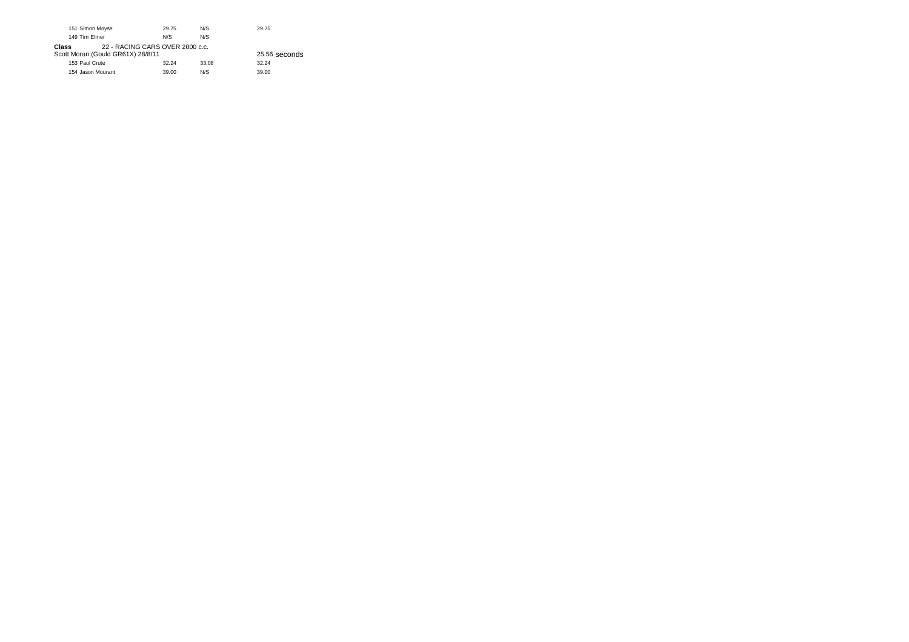| | | | |
|---|---|---|---|
| 151 Simon Moyse | 29.75 | N/S | 29.75 |
| 149 Tim Elmer | N/S | N/S | |

**Class** 22 - RACING CARS OVER 2000 c.c.

Scott Moran (Gould GR61X) 28/8/11 25.56 seconds

| | | | |
|---|---|---|---|
| 153 Paul Crute | 32.24 | 33.08 | 32.24 |
| 154 Jason Mourant | 39.00 | N/S | 39.00 |